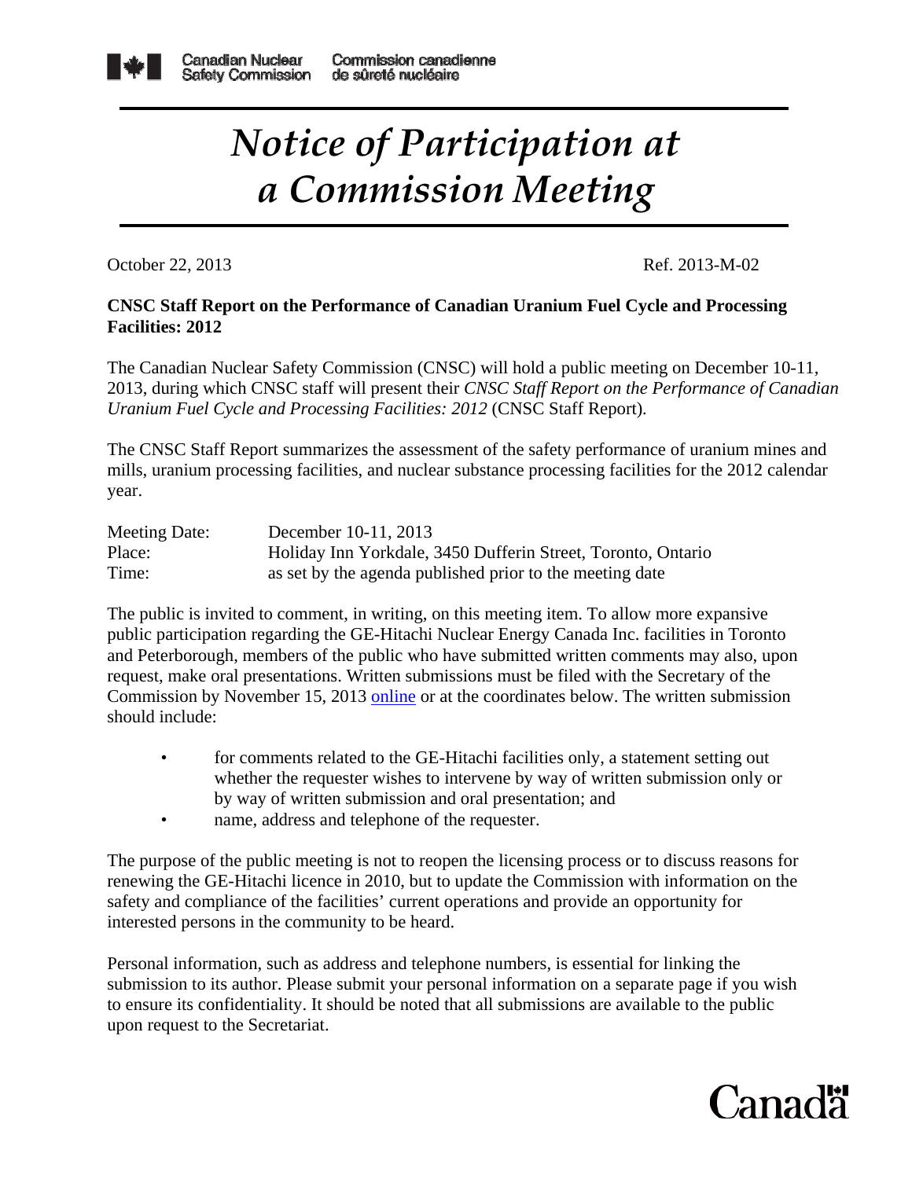Canadian Nuclear Safety Commission | Commission canadienne de sûreté nucléaire

# *Notice of Participation at a Commission Meeting*

October 22, 2013 Ref. 2013-M-02

**CNSC Staff Report on the Performance of Canadian Uranium Fuel Cycle and Processing Facilities: 2012**

The Canadian Nuclear Safety Commission (CNSC) will hold a public meeting on December 10-11, 2013, during which CNSC staff will present their *CNSC Staff Report on the Performance of Canadian Uranium Fuel Cycle and Processing Facilities: 2012* (CNSC Staff Report).

The CNSC Staff Report summarizes the assessment of the safety performance of uranium mines and mills, uranium processing facilities, and nuclear substance processing facilities for the 2012 calendar year.

| | |
|---|---|
| Meeting Date: | December 10-11, 2013 |
| Place: | Holiday Inn Yorkdale, 3450 Dufferin Street, Toronto, Ontario |
| Time: | as set by the agenda published prior to the meeting date |

The public is invited to comment, in writing, on this meeting item. To allow more expansive public participation regarding the GE-Hitachi Nuclear Energy Canada Inc. facilities in Toronto and Peterborough, members of the public who have submitted written comments may also, upon request, make oral presentations. Written submissions must be filed with the Secretary of the Commission by November 15, 2013 online or at the coordinates below. The written submission should include:

- for comments related to the GE-Hitachi facilities only, a statement setting out whether the requester wishes to intervene by way of written submission only or by way of written submission and oral presentation; and
- name, address and telephone of the requester.

The purpose of the public meeting is not to reopen the licensing process or to discuss reasons for renewing the GE-Hitachi licence in 2010, but to update the Commission with information on the safety and compliance of the facilities' current operations and provide an opportunity for interested persons in the community to be heard.

Personal information, such as address and telephone numbers, is essential for linking the submission to its author. Please submit your personal information on a separate page if you wish to ensure its confidentiality. It should be noted that all submissions are available to the public upon request to the Secretariat.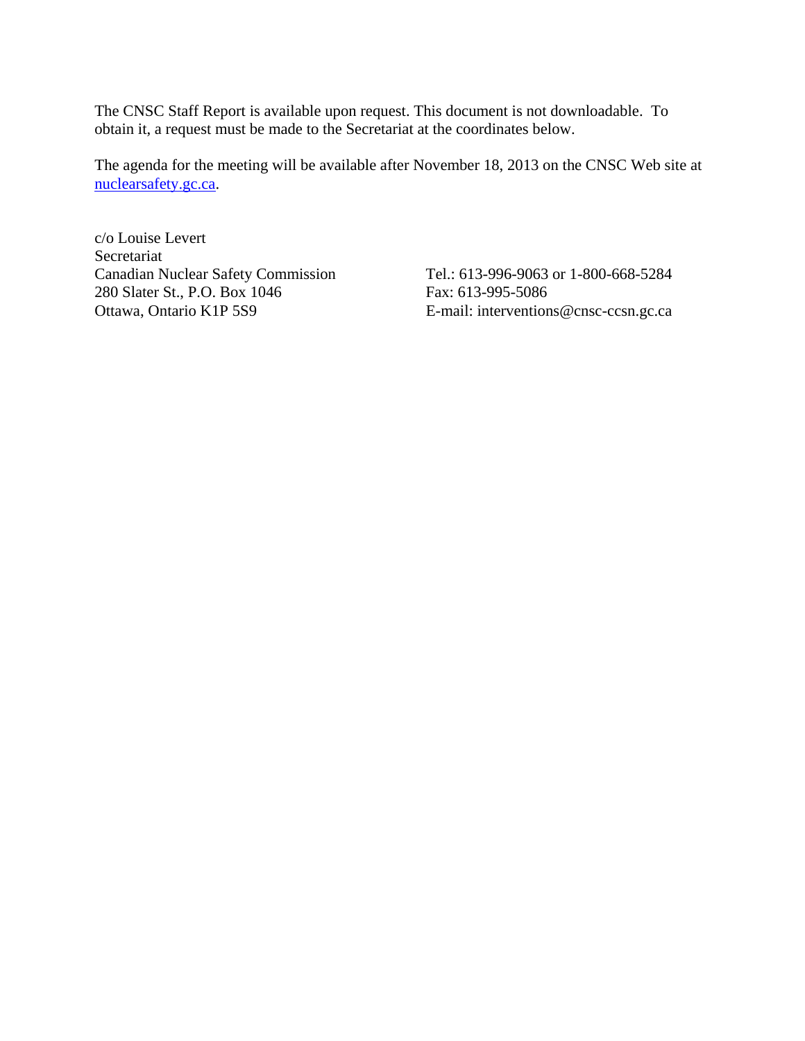The CNSC Staff Report is available upon request. This document is not downloadable. To obtain it, a request must be made to the Secretariat at the coordinates below.

The agenda for the meeting will be available after November 18, 2013 on the CNSC Web site at [nuclearsafety.gc.ca](http://nuclearsafety.gc.ca).

c/o Louise Levert
Secretariat
Canadian Nuclear Safety Commission
280 Slater St., P.O. Box 1046
Ottawa, Ontario K1P 5S9

Tel.: 613-996-9063 or 1-800-668-5284
Fax: 613-995-5086
E-mail: interventions@cnsc-ccsn.gc.ca